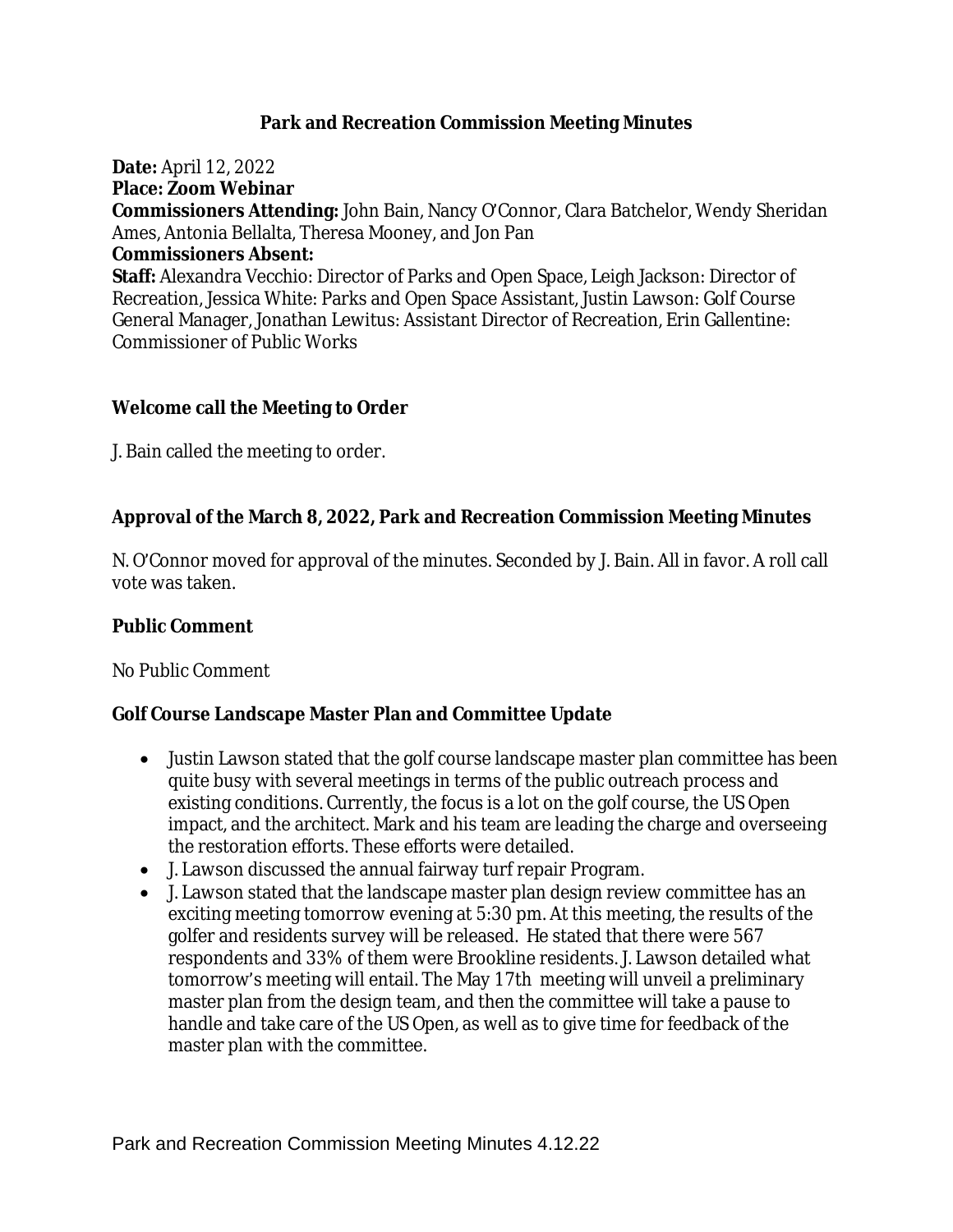# Park and Recreation Commission Meeting Minutes

**Date:** April 12, 2022
**Place: Zoom Webinar**
**Commissioners Attending:** John Bain, Nancy O'Connor, Clara Batchelor, Wendy Sheridan Ames, Antonia Bellalta, Theresa Mooney, and Jon Pan
**Commissioners Absent:**
**Staff:** Alexandra Vecchio: Director of Parks and Open Space, Leigh Jackson: Director of Recreation, Jessica White: Parks and Open Space Assistant, Justin Lawson: Golf Course General Manager, Jonathan Lewitus: Assistant Director of Recreation, Erin Gallentine: Commissioner of Public Works

## Welcome call the Meeting to Order

J. Bain called the meeting to order.

## Approval of the March 8, 2022, Park and Recreation Commission Meeting Minutes

N. O'Connor moved for approval of the minutes. Seconded by J. Bain. All in favor. A roll call vote was taken.

## Public Comment

No Public Comment

## Golf Course Landscape Master Plan and Committee Update

- Justin Lawson stated that the golf course landscape master plan committee has been quite busy with several meetings in terms of the public outreach process and existing conditions. Currently, the focus is a lot on the golf course, the US Open impact, and the architect. Mark and his team are leading the charge and overseeing the restoration efforts. These efforts were detailed.
- J. Lawson discussed the annual fairway turf repair Program.
- J. Lawson stated that the landscape master plan design review committee has an exciting meeting tomorrow evening at 5:30 pm. At this meeting, the results of the golfer and residents survey will be released. He stated that there were 567 respondents and 33% of them were Brookline residents. J. Lawson detailed what tomorrow's meeting will entail. The May 17th meeting will unveil a preliminary master plan from the design team, and then the committee will take a pause to handle and take care of the US Open, as well as to give time for feedback of the master plan with the committee.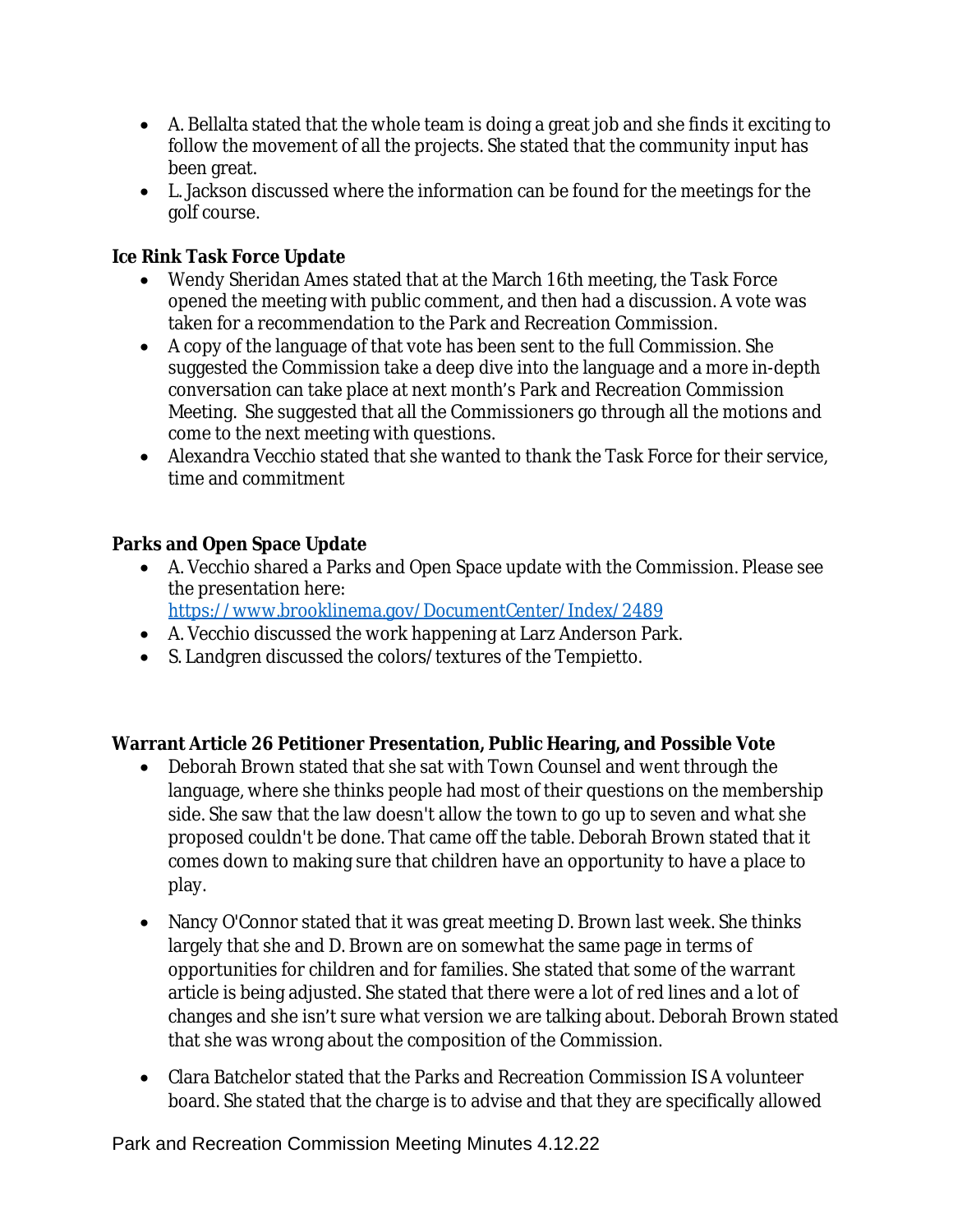- A. Bellalta stated that the whole team is doing a great job and she finds it exciting to follow the movement of all the projects. She stated that the community input has been great.
- L. Jackson discussed where the information can be found for the meetings for the golf course.

**Ice Rink Task Force Update**

- Wendy Sheridan Ames stated that at the March 16th meeting, the Task Force opened the meeting with public comment, and then had a discussion. A vote was taken for a recommendation to the Park and Recreation Commission.
- A copy of the language of that vote has been sent to the full Commission. She suggested the Commission take a deep dive into the language and a more in-depth conversation can take place at next month's Park and Recreation Commission Meeting. She suggested that all the Commissioners go through all the motions and come to the next meeting with questions.
- Alexandra Vecchio stated that she wanted to thank the Task Force for their service, time and commitment

**Parks and Open Space Update**

- A. Vecchio shared a Parks and Open Space update with the Commission. Please see the presentation here: https://www.brooklinema.gov/DocumentCenter/Index/2489
- A. Vecchio discussed the work happening at Larz Anderson Park.
- S. Landgren discussed the colors/textures of the Tempietto.

**Warrant Article 26 Petitioner Presentation, Public Hearing, and Possible Vote**

- Deborah Brown stated that she sat with Town Counsel and went through the language, where she thinks people had most of their questions on the membership side. She saw that the law doesn't allow the town to go up to seven and what she proposed couldn't be done. That came off the table. Deborah Brown stated that it comes down to making sure that children have an opportunity to have a place to play.

- Nancy O'Connor stated that it was great meeting D. Brown last week. She thinks largely that she and D. Brown are on somewhat the same page in terms of opportunities for children and for families. She stated that some of the warrant article is being adjusted. She stated that there were a lot of red lines and a lot of changes and she isn't sure what version we are talking about. Deborah Brown stated that she was wrong about the composition of the Commission.

- Clara Batchelor stated that the Parks and Recreation Commission IS A volunteer board. She stated that the charge is to advise and that they are specifically allowed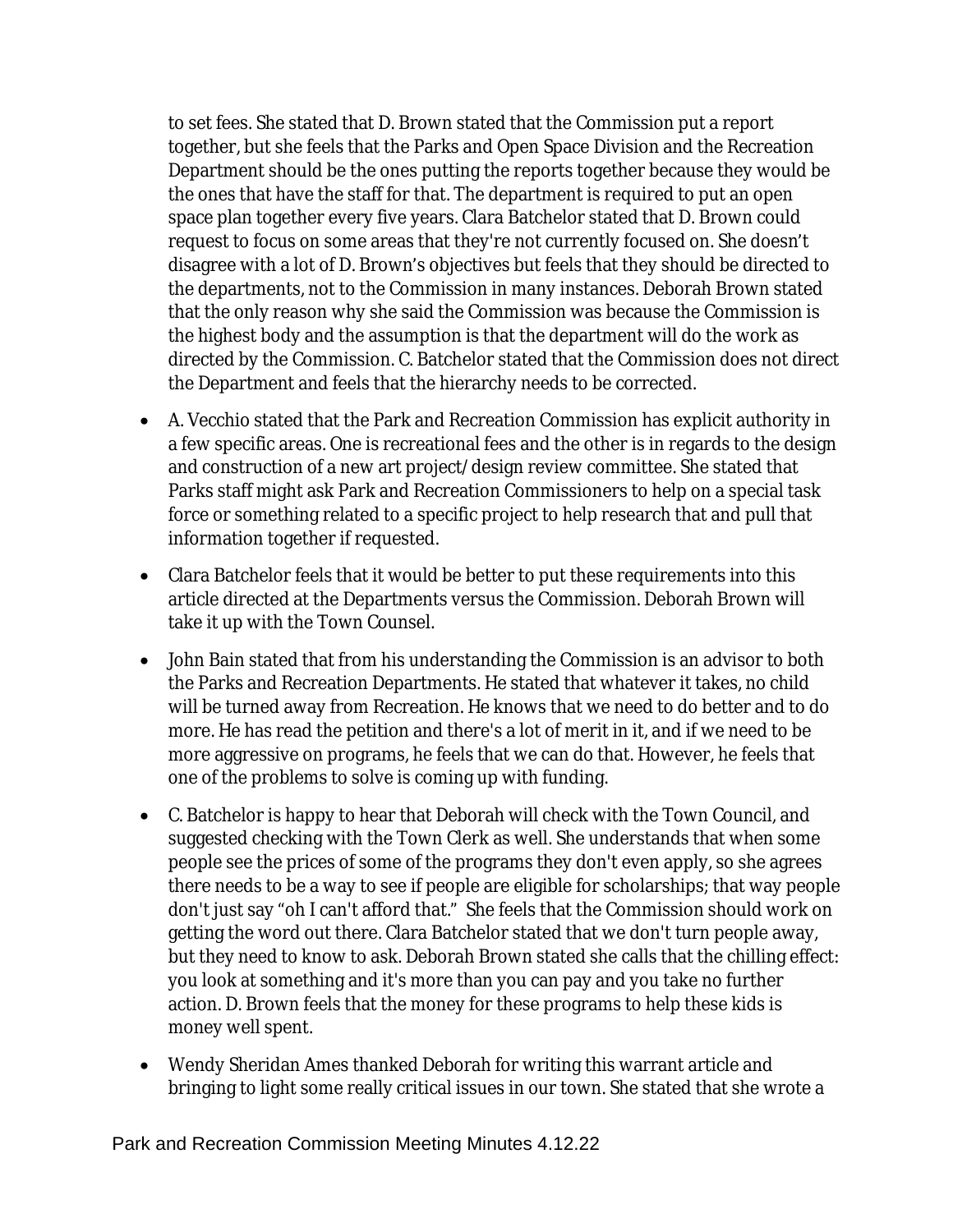to set fees. She stated that D. Brown stated that the Commission put a report together, but she feels that the Parks and Open Space Division and the Recreation Department should be the ones putting the reports together because they would be the ones that have the staff for that. The department is required to put an open space plan together every five years. Clara Batchelor stated that D. Brown could request to focus on some areas that they're not currently focused on. She doesn't disagree with a lot of D. Brown's objectives but feels that they should be directed to the departments, not to the Commission in many instances. Deborah Brown stated that the only reason why she said the Commission was because the Commission is the highest body and the assumption is that the department will do the work as directed by the Commission. C. Batchelor stated that the Commission does not direct the Department and feels that the hierarchy needs to be corrected.

- A. Vecchio stated that the Park and Recreation Commission has explicit authority in a few specific areas. One is recreational fees and the other is in regards to the design and construction of a new art project/design review committee. She stated that Parks staff might ask Park and Recreation Commissioners to help on a special task force or something related to a specific project to help research that and pull that information together if requested.
- Clara Batchelor feels that it would be better to put these requirements into this article directed at the Departments versus the Commission. Deborah Brown will take it up with the Town Counsel.
- John Bain stated that from his understanding the Commission is an advisor to both the Parks and Recreation Departments. He stated that whatever it takes, no child will be turned away from Recreation. He knows that we need to do better and to do more. He has read the petition and there's a lot of merit in it, and if we need to be more aggressive on programs, he feels that we can do that. However, he feels that one of the problems to solve is coming up with funding.
- C. Batchelor is happy to hear that Deborah will check with the Town Council, and suggested checking with the Town Clerk as well. She understands that when some people see the prices of some of the programs they don't even apply, so she agrees there needs to be a way to see if people are eligible for scholarships; that way people don't just say "oh I can't afford that." She feels that the Commission should work on getting the word out there. Clara Batchelor stated that we don't turn people away, but they need to know to ask. Deborah Brown stated she calls that the chilling effect: you look at something and it's more than you can pay and you take no further action. D. Brown feels that the money for these programs to help these kids is money well spent.
- Wendy Sheridan Ames thanked Deborah for writing this warrant article and bringing to light some really critical issues in our town. She stated that she wrote a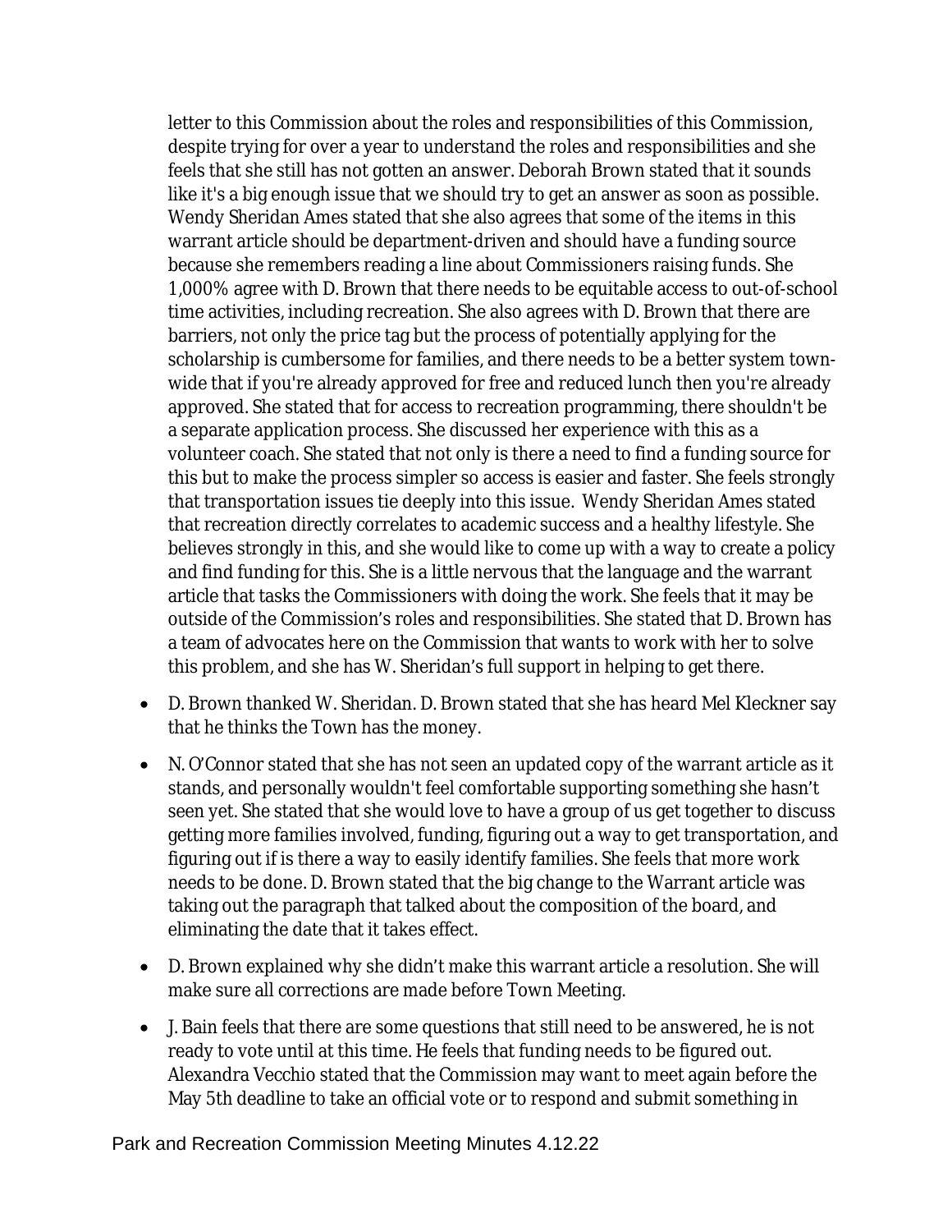letter to this Commission about the roles and responsibilities of this Commission, despite trying for over a year to understand the roles and responsibilities and she feels that she still has not gotten an answer. Deborah Brown stated that it sounds like it's a big enough issue that we should try to get an answer as soon as possible. Wendy Sheridan Ames stated that she also agrees that some of the items in this warrant article should be department-driven and should have a funding source because she remembers reading a line about Commissioners raising funds. She 1,000% agree with D. Brown that there needs to be equitable access to out-of-school time activities, including recreation. She also agrees with D. Brown that there are barriers, not only the price tag but the process of potentially applying for the scholarship is cumbersome for families, and there needs to be a better system town-wide that if you're already approved for free and reduced lunch then you're already approved. She stated that for access to recreation programming, there shouldn't be a separate application process. She discussed her experience with this as a volunteer coach. She stated that not only is there a need to find a funding source for this but to make the process simpler so access is easier and faster. She feels strongly that transportation issues tie deeply into this issue. Wendy Sheridan Ames stated that recreation directly correlates to academic success and a healthy lifestyle. She believes strongly in this, and she would like to come up with a way to create a policy and find funding for this. She is a little nervous that the language and the warrant article that tasks the Commissioners with doing the work. She feels that it may be outside of the Commission's roles and responsibilities. She stated that D. Brown has a team of advocates here on the Commission that wants to work with her to solve this problem, and she has W. Sheridan's full support in helping to get there.

- D. Brown thanked W. Sheridan. D. Brown stated that she has heard Mel Kleckner say that he thinks the Town has the money.
- N. O'Connor stated that she has not seen an updated copy of the warrant article as it stands, and personally wouldn't feel comfortable supporting something she hasn't seen yet. She stated that she would love to have a group of us get together to discuss getting more families involved, funding, figuring out a way to get transportation, and figuring out if is there a way to easily identify families. She feels that more work needs to be done. D. Brown stated that the big change to the Warrant article was taking out the paragraph that talked about the composition of the board, and eliminating the date that it takes effect.
- D. Brown explained why she didn't make this warrant article a resolution. She will make sure all corrections are made before Town Meeting.
- J. Bain feels that there are some questions that still need to be answered, he is not ready to vote until at this time. He feels that funding needs to be figured out. Alexandra Vecchio stated that the Commission may want to meet again before the May 5th deadline to take an official vote or to respond and submit something in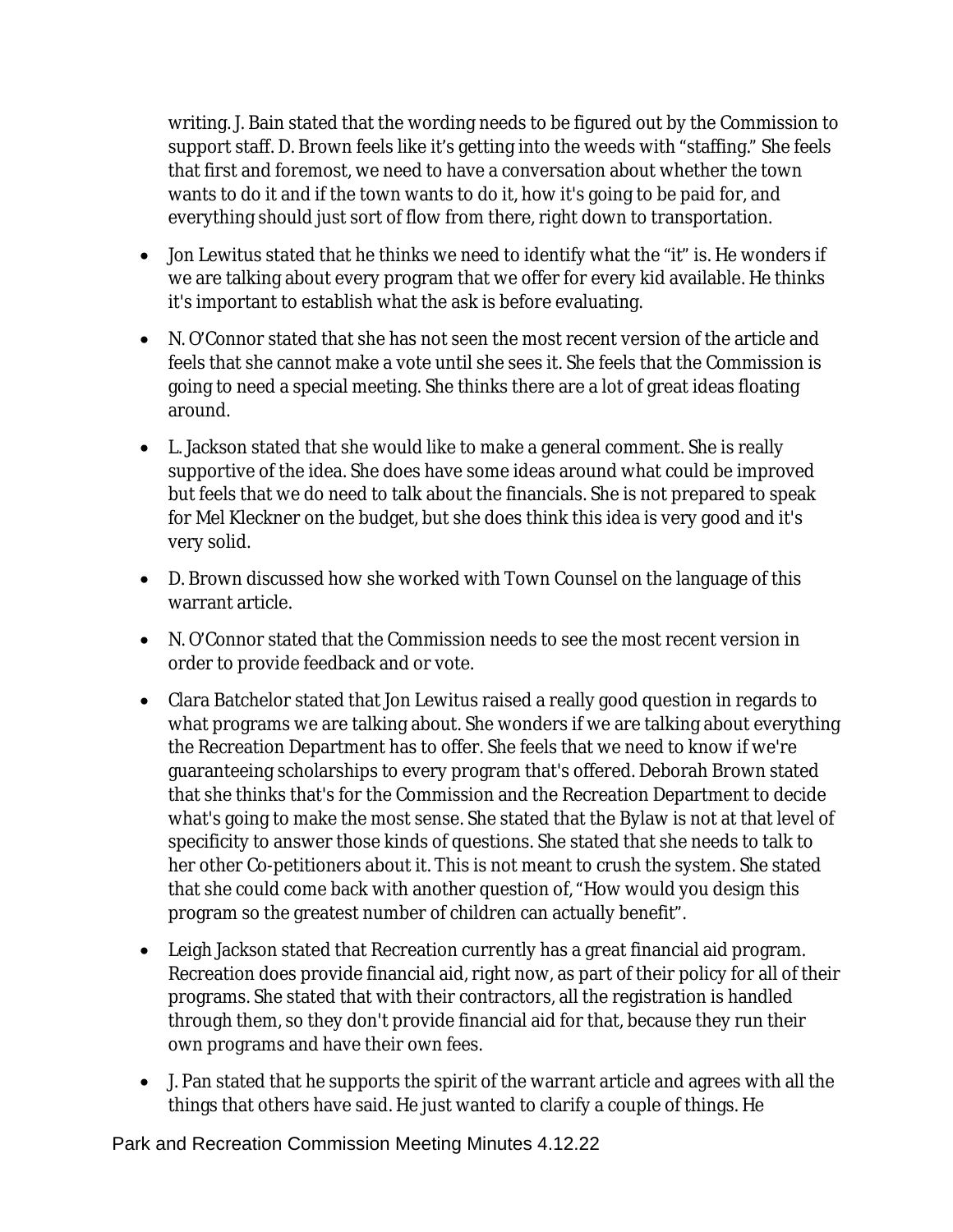writing. J. Bain stated that the wording needs to be figured out by the Commission to support staff. D. Brown feels like it's getting into the weeds with "staffing." She feels that first and foremost, we need to have a conversation about whether the town wants to do it and if the town wants to do it, how it's going to be paid for, and everything should just sort of flow from there, right down to transportation.

- Jon Lewitus stated that he thinks we need to identify what the "it" is. He wonders if we are talking about every program that we offer for every kid available. He thinks it's important to establish what the ask is before evaluating.
- N. O'Connor stated that she has not seen the most recent version of the article and feels that she cannot make a vote until she sees it. She feels that the Commission is going to need a special meeting. She thinks there are a lot of great ideas floating around.
- L. Jackson stated that she would like to make a general comment. She is really supportive of the idea. She does have some ideas around what could be improved but feels that we do need to talk about the financials. She is not prepared to speak for Mel Kleckner on the budget, but she does think this idea is very good and it's very solid.
- D. Brown discussed how she worked with Town Counsel on the language of this warrant article.
- N. O'Connor stated that the Commission needs to see the most recent version in order to provide feedback and or vote.
- Clara Batchelor stated that Jon Lewitus raised a really good question in regards to what programs we are talking about. She wonders if we are talking about everything the Recreation Department has to offer. She feels that we need to know if we're guaranteeing scholarships to every program that's offered. Deborah Brown stated that she thinks that's for the Commission and the Recreation Department to decide what's going to make the most sense. She stated that the Bylaw is not at that level of specificity to answer those kinds of questions. She stated that she needs to talk to her other Co-petitioners about it. This is not meant to crush the system. She stated that she could come back with another question of, "How would you design this program so the greatest number of children can actually benefit".
- Leigh Jackson stated that Recreation currently has a great financial aid program. Recreation does provide financial aid, right now, as part of their policy for all of their programs. She stated that with their contractors, all the registration is handled through them, so they don't provide financial aid for that, because they run their own programs and have their own fees.
- J. Pan stated that he supports the spirit of the warrant article and agrees with all the things that others have said. He just wanted to clarify a couple of things. He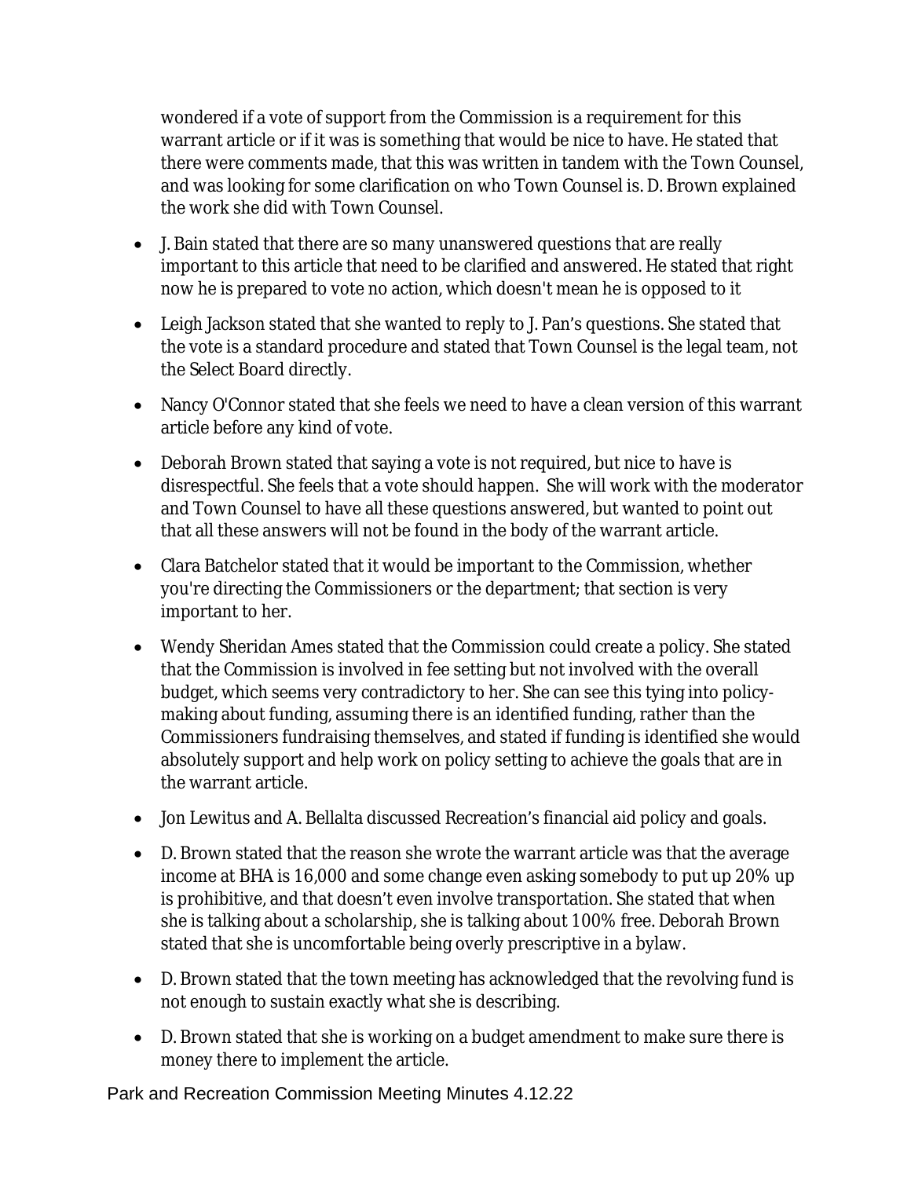wondered if a vote of support from the Commission is a requirement for this warrant article or if it was is something that would be nice to have. He stated that there were comments made, that this was written in tandem with the Town Counsel, and was looking for some clarification on who Town Counsel is. D. Brown explained the work she did with Town Counsel.

- J. Bain stated that there are so many unanswered questions that are really important to this article that need to be clarified and answered. He stated that right now he is prepared to vote no action, which doesn't mean he is opposed to it
- Leigh Jackson stated that she wanted to reply to J. Pan's questions. She stated that the vote is a standard procedure and stated that Town Counsel is the legal team, not the Select Board directly.
- Nancy O'Connor stated that she feels we need to have a clean version of this warrant article before any kind of vote.
- Deborah Brown stated that saying a vote is not required, but nice to have is disrespectful. She feels that a vote should happen. She will work with the moderator and Town Counsel to have all these questions answered, but wanted to point out that all these answers will not be found in the body of the warrant article.
- Clara Batchelor stated that it would be important to the Commission, whether you're directing the Commissioners or the department; that section is very important to her.
- Wendy Sheridan Ames stated that the Commission could create a policy. She stated that the Commission is involved in fee setting but not involved with the overall budget, which seems very contradictory to her. She can see this tying into policy-making about funding, assuming there is an identified funding, rather than the Commissioners fundraising themselves, and stated if funding is identified she would absolutely support and help work on policy setting to achieve the goals that are in the warrant article.
- Jon Lewitus and A. Bellalta discussed Recreation's financial aid policy and goals.
- D. Brown stated that the reason she wrote the warrant article was that the average income at BHA is 16,000 and some change even asking somebody to put up 20% up is prohibitive, and that doesn't even involve transportation. She stated that when she is talking about a scholarship, she is talking about 100% free. Deborah Brown stated that she is uncomfortable being overly prescriptive in a bylaw.
- D. Brown stated that the town meeting has acknowledged that the revolving fund is not enough to sustain exactly what she is describing.
- D. Brown stated that she is working on a budget amendment to make sure there is money there to implement the article.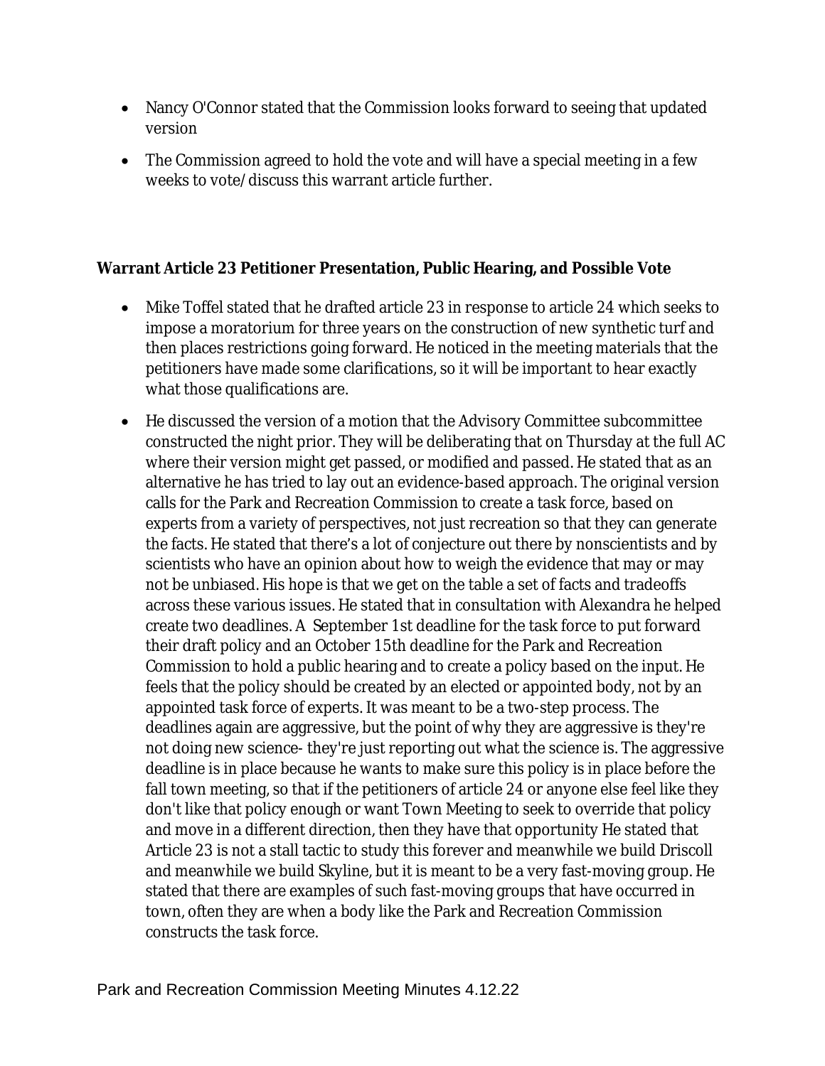- Nancy O'Connor stated that the Commission looks forward to seeing that updated version
- The Commission agreed to hold the vote and will have a special meeting in a few weeks to vote/discuss this warrant article further.

**Warrant Article 23 Petitioner Presentation, Public Hearing, and Possible Vote**

- Mike Toffel stated that he drafted article 23 in response to article 24 which seeks to impose a moratorium for three years on the construction of new synthetic turf and then places restrictions going forward. He noticed in the meeting materials that the petitioners have made some clarifications, so it will be important to hear exactly what those qualifications are.
- He discussed the version of a motion that the Advisory Committee subcommittee constructed the night prior. They will be deliberating that on Thursday at the full AC where their version might get passed, or modified and passed. He stated that as an alternative he has tried to lay out an evidence-based approach. The original version calls for the Park and Recreation Commission to create a task force, based on experts from a variety of perspectives, not just recreation so that they can generate the facts. He stated that there's a lot of conjecture out there by nonscientists and by scientists who have an opinion about how to weigh the evidence that may or may not be unbiased. His hope is that we get on the table a set of facts and tradeoffs across these various issues. He stated that in consultation with Alexandra he helped create two deadlines. A September 1st deadline for the task force to put forward their draft policy and an October 15th deadline for the Park and Recreation Commission to hold a public hearing and to create a policy based on the input. He feels that the policy should be created by an elected or appointed body, not by an appointed task force of experts. It was meant to be a two-step process. The deadlines again are aggressive, but the point of why they are aggressive is they're not doing new science- they're just reporting out what the science is. The aggressive deadline is in place because he wants to make sure this policy is in place before the fall town meeting, so that if the petitioners of article 24 or anyone else feel like they don't like that policy enough or want Town Meeting to seek to override that policy and move in a different direction, then they have that opportunity He stated that Article 23 is not a stall tactic to study this forever and meanwhile we build Driscoll and meanwhile we build Skyline, but it is meant to be a very fast-moving group. He stated that there are examples of such fast-moving groups that have occurred in town, often they are when a body like the Park and Recreation Commission constructs the task force.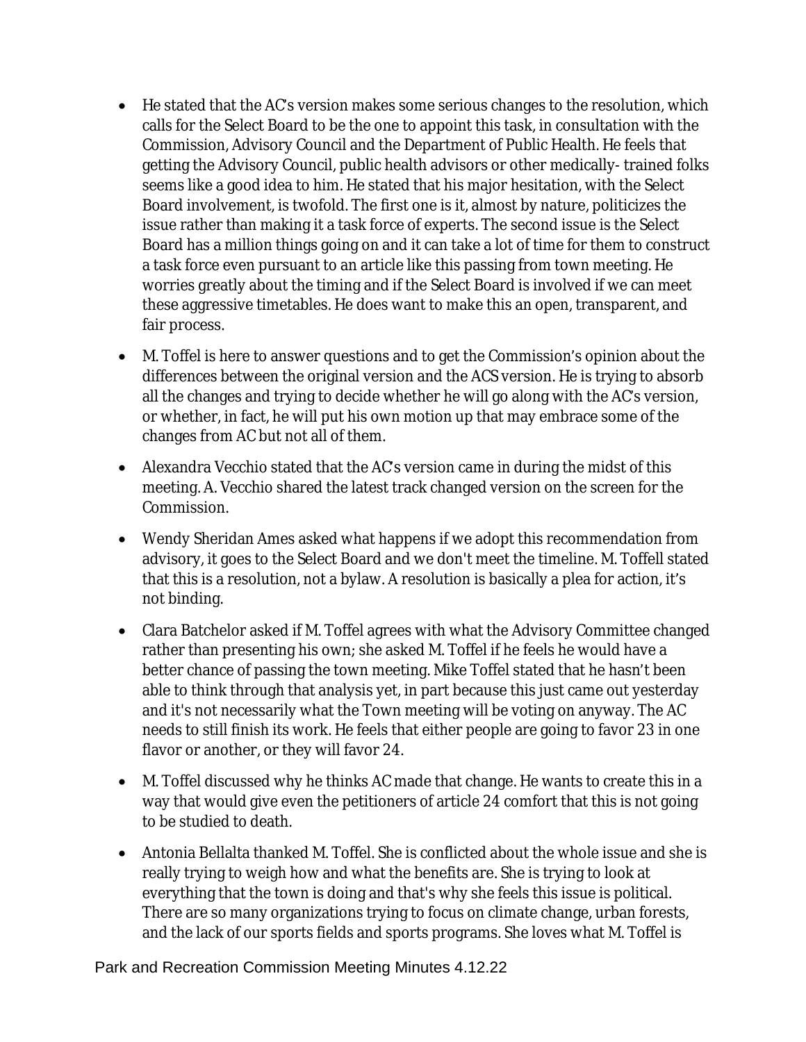- He stated that the AC's version makes some serious changes to the resolution, which calls for the Select Board to be the one to appoint this task, in consultation with the Commission, Advisory Council and the Department of Public Health. He feels that getting the Advisory Council, public health advisors or other medically- trained folks seems like a good idea to him. He stated that his major hesitation, with the Select Board involvement, is twofold. The first one is it, almost by nature, politicizes the issue rather than making it a task force of experts. The second issue is the Select Board has a million things going on and it can take a lot of time for them to construct a task force even pursuant to an article like this passing from town meeting. He worries greatly about the timing and if the Select Board is involved if we can meet these aggressive timetables. He does want to make this an open, transparent, and fair process.

- M. Toffel is here to answer questions and to get the Commission's opinion about the differences between the original version and the ACS version. He is trying to absorb all the changes and trying to decide whether he will go along with the AC's version, or whether, in fact, he will put his own motion up that may embrace some of the changes from AC but not all of them.

- Alexandra Vecchio stated that the AC's version came in during the midst of this meeting. A. Vecchio shared the latest track changed version on the screen for the Commission.

- Wendy Sheridan Ames asked what happens if we adopt this recommendation from advisory, it goes to the Select Board and we don't meet the timeline. M. Toffell stated that this is a resolution, not a bylaw. A resolution is basically a plea for action, it's not binding.

- Clara Batchelor asked if M. Toffel agrees with what the Advisory Committee changed rather than presenting his own; she asked M. Toffel if he feels he would have a better chance of passing the town meeting. Mike Toffel stated that he hasn't been able to think through that analysis yet, in part because this just came out yesterday and it's not necessarily what the Town meeting will be voting on anyway. The AC needs to still finish its work. He feels that either people are going to favor 23 in one flavor or another, or they will favor 24.

- M. Toffel discussed why he thinks AC made that change. He wants to create this in a way that would give even the petitioners of article 24 comfort that this is not going to be studied to death.

- Antonia Bellalta thanked M. Toffel. She is conflicted about the whole issue and she is really trying to weigh how and what the benefits are. She is trying to look at everything that the town is doing and that's why she feels this issue is political. There are so many organizations trying to focus on climate change, urban forests, and the lack of our sports fields and sports programs. She loves what M. Toffel is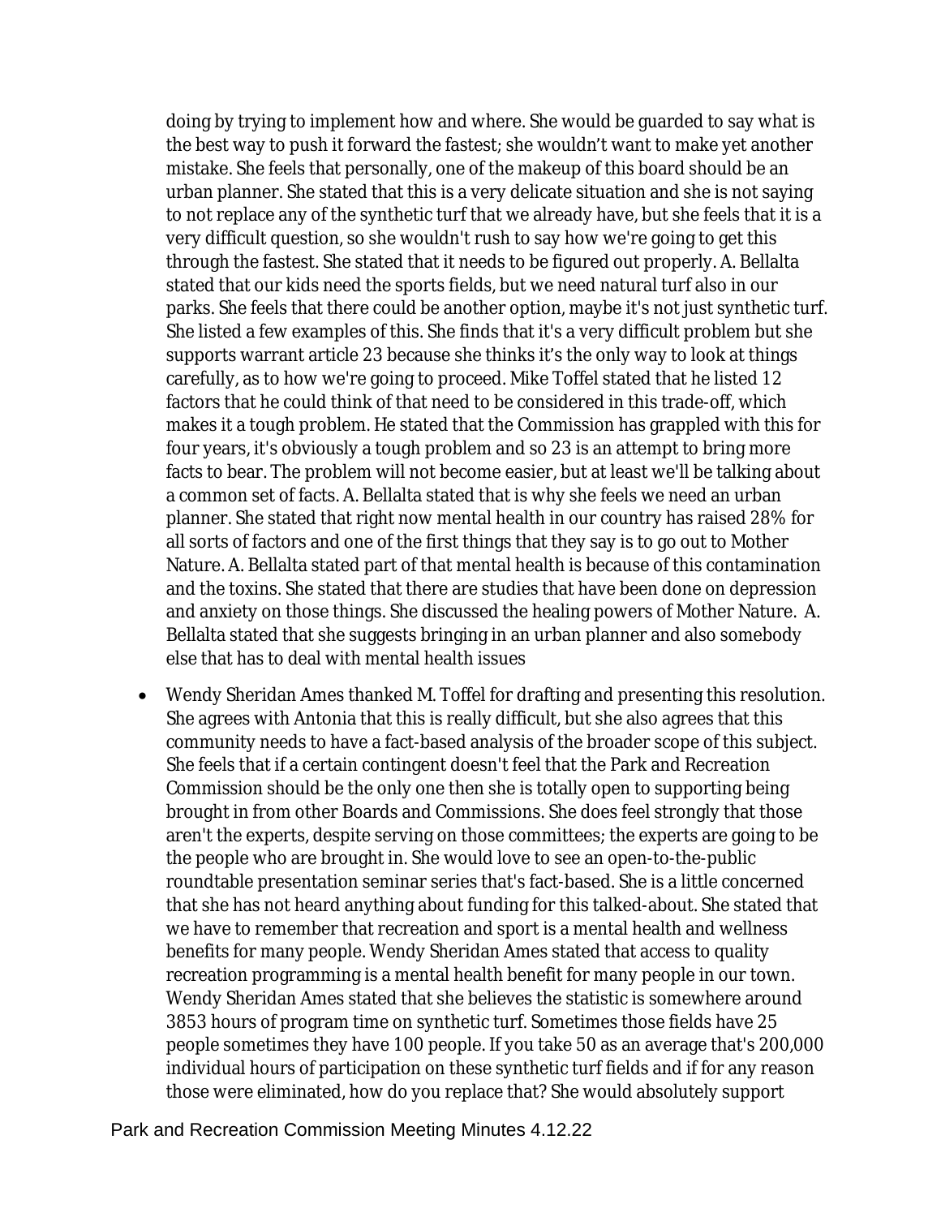doing by trying to implement how and where. She would be guarded to say what is the best way to push it forward the fastest; she wouldn't want to make yet another mistake. She feels that personally, one of the makeup of this board should be an urban planner. She stated that this is a very delicate situation and she is not saying to not replace any of the synthetic turf that we already have, but she feels that it is a very difficult question, so she wouldn't rush to say how we're going to get this through the fastest. She stated that it needs to be figured out properly. A. Bellalta stated that our kids need the sports fields, but we need natural turf also in our parks. She feels that there could be another option, maybe it's not just synthetic turf. She listed a few examples of this. She finds that it's a very difficult problem but she supports warrant article 23 because she thinks it's the only way to look at things carefully, as to how we're going to proceed. Mike Toffel stated that he listed 12 factors that he could think of that need to be considered in this trade-off, which makes it a tough problem. He stated that the Commission has grappled with this for four years, it's obviously a tough problem and so 23 is an attempt to bring more facts to bear. The problem will not become easier, but at least we'll be talking about a common set of facts. A. Bellalta stated that is why she feels we need an urban planner. She stated that right now mental health in our country has raised 28% for all sorts of factors and one of the first things that they say is to go out to Mother Nature. A. Bellalta stated part of that mental health is because of this contamination and the toxins. She stated that there are studies that have been done on depression and anxiety on those things. She discussed the healing powers of Mother Nature. A. Bellalta stated that she suggests bringing in an urban planner and also somebody else that has to deal with mental health issues

- Wendy Sheridan Ames thanked M. Toffel for drafting and presenting this resolution. She agrees with Antonia that this is really difficult, but she also agrees that this community needs to have a fact-based analysis of the broader scope of this subject. She feels that if a certain contingent doesn't feel that the Park and Recreation Commission should be the only one then she is totally open to supporting being brought in from other Boards and Commissions. She does feel strongly that those aren't the experts, despite serving on those committees; the experts are going to be the people who are brought in. She would love to see an open-to-the-public roundtable presentation seminar series that's fact-based. She is a little concerned that she has not heard anything about funding for this talked-about. She stated that we have to remember that recreation and sport is a mental health and wellness benefits for many people. Wendy Sheridan Ames stated that access to quality recreation programming is a mental health benefit for many people in our town. Wendy Sheridan Ames stated that she believes the statistic is somewhere around 3853 hours of program time on synthetic turf. Sometimes those fields have 25 people sometimes they have 100 people. If you take 50 as an average that's 200,000 individual hours of participation on these synthetic turf fields and if for any reason those were eliminated, how do you replace that? She would absolutely support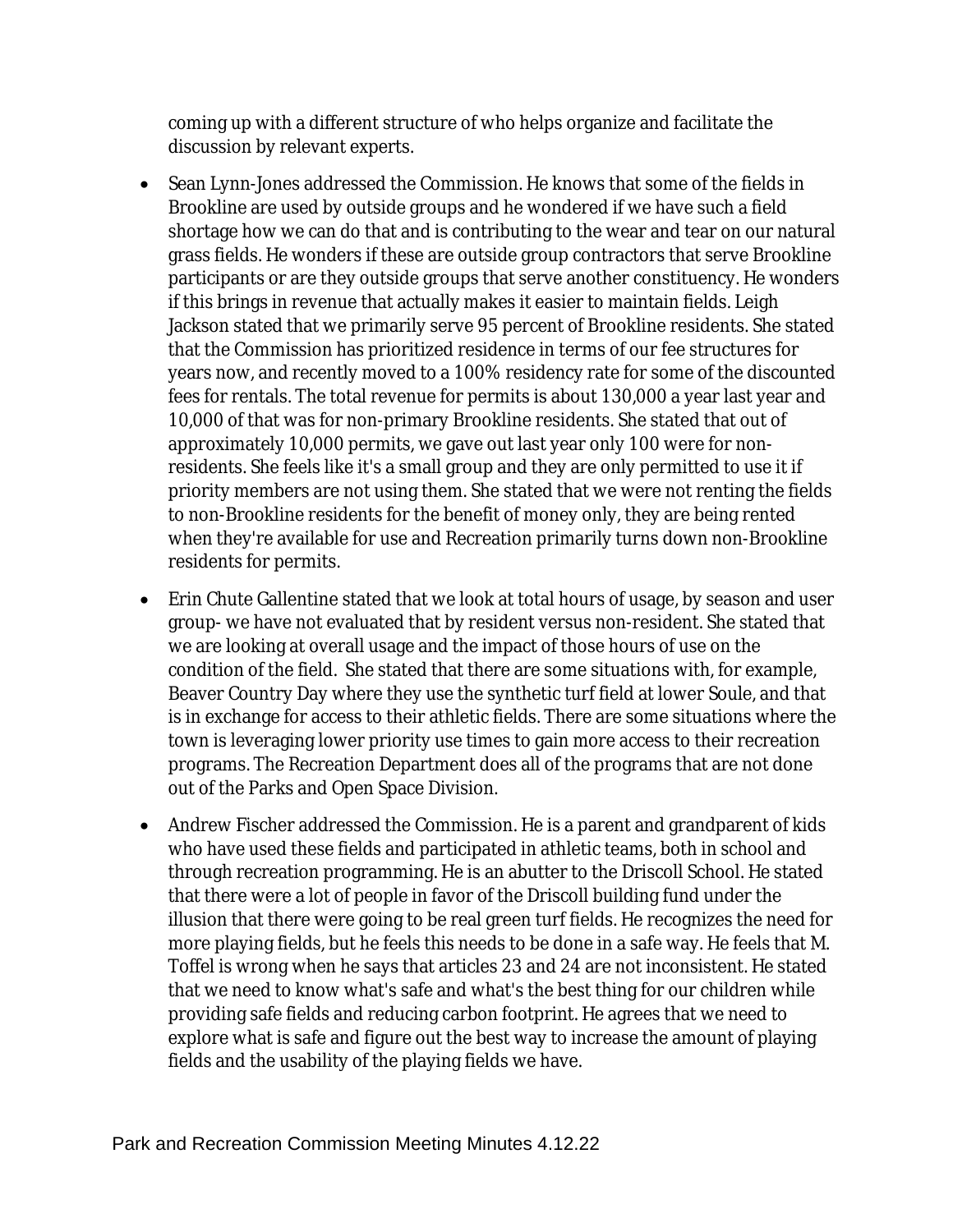coming up with a different structure of who helps organize and facilitate the discussion by relevant experts.

- Sean Lynn-Jones addressed the Commission. He knows that some of the fields in Brookline are used by outside groups and he wondered if we have such a field shortage how we can do that and is contributing to the wear and tear on our natural grass fields. He wonders if these are outside group contractors that serve Brookline participants or are they outside groups that serve another constituency. He wonders if this brings in revenue that actually makes it easier to maintain fields. Leigh Jackson stated that we primarily serve 95 percent of Brookline residents. She stated that the Commission has prioritized residence in terms of our fee structures for years now, and recently moved to a 100% residency rate for some of the discounted fees for rentals. The total revenue for permits is about 130,000 a year last year and 10,000 of that was for non-primary Brookline residents. She stated that out of approximately 10,000 permits, we gave out last year only 100 were for non-residents. She feels like it's a small group and they are only permitted to use it if priority members are not using them. She stated that we were not renting the fields to non-Brookline residents for the benefit of money only, they are being rented when they're available for use and Recreation primarily turns down non-Brookline residents for permits.
- Erin Chute Gallentine stated that we look at total hours of usage, by season and user group- we have not evaluated that by resident versus non-resident. She stated that we are looking at overall usage and the impact of those hours of use on the condition of the field. She stated that there are some situations with, for example, Beaver Country Day where they use the synthetic turf field at lower Soule, and that is in exchange for access to their athletic fields. There are some situations where the town is leveraging lower priority use times to gain more access to their recreation programs. The Recreation Department does all of the programs that are not done out of the Parks and Open Space Division.
- Andrew Fischer addressed the Commission. He is a parent and grandparent of kids who have used these fields and participated in athletic teams, both in school and through recreation programming. He is an abutter to the Driscoll School. He stated that there were a lot of people in favor of the Driscoll building fund under the illusion that there were going to be real green turf fields. He recognizes the need for more playing fields, but he feels this needs to be done in a safe way. He feels that M. Toffel is wrong when he says that articles 23 and 24 are not inconsistent. He stated that we need to know what's safe and what's the best thing for our children while providing safe fields and reducing carbon footprint. He agrees that we need to explore what is safe and figure out the best way to increase the amount of playing fields and the usability of the playing fields we have.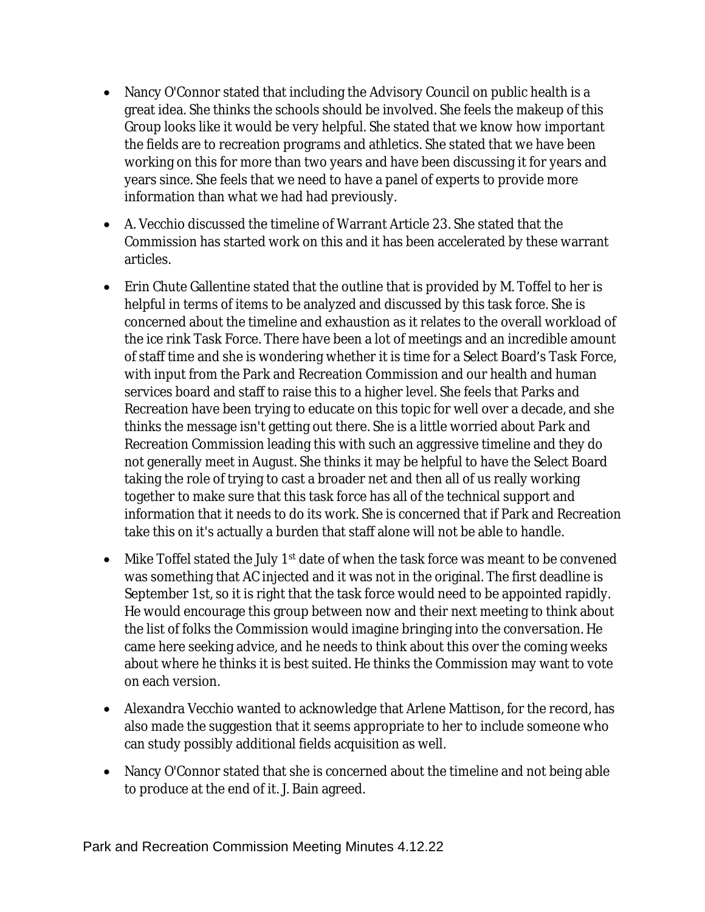- Nancy O'Connor stated that including the Advisory Council on public health is a great idea. She thinks the schools should be involved. She feels the makeup of this Group looks like it would be very helpful. She stated that we know how important the fields are to recreation programs and athletics. She stated that we have been working on this for more than two years and have been discussing it for years and years since. She feels that we need to have a panel of experts to provide more information than what we had had previously.

- A. Vecchio discussed the timeline of Warrant Article 23. She stated that the Commission has started work on this and it has been accelerated by these warrant articles.

- Erin Chute Gallentine stated that the outline that is provided by M. Toffel to her is helpful in terms of items to be analyzed and discussed by this task force. She is concerned about the timeline and exhaustion as it relates to the overall workload of the ice rink Task Force. There have been a lot of meetings and an incredible amount of staff time and she is wondering whether it is time for a Select Board's Task Force, with input from the Park and Recreation Commission and our health and human services board and staff to raise this to a higher level. She feels that Parks and Recreation have been trying to educate on this topic for well over a decade, and she thinks the message isn't getting out there. She is a little worried about Park and Recreation Commission leading this with such an aggressive timeline and they do not generally meet in August. She thinks it may be helpful to have the Select Board taking the role of trying to cast a broader net and then all of us really working together to make sure that this task force has all of the technical support and information that it needs to do its work. She is concerned that if Park and Recreation take this on it's actually a burden that staff alone will not be able to handle.

- Mike Toffel stated the July 1st date of when the task force was meant to be convened was something that AC injected and it was not in the original. The first deadline is September 1st, so it is right that the task force would need to be appointed rapidly. He would encourage this group between now and their next meeting to think about the list of folks the Commission would imagine bringing into the conversation. He came here seeking advice, and he needs to think about this over the coming weeks about where he thinks it is best suited. He thinks the Commission may want to vote on each version.

- Alexandra Vecchio wanted to acknowledge that Arlene Mattison, for the record, has also made the suggestion that it seems appropriate to her to include someone who can study possibly additional fields acquisition as well.

- Nancy O'Connor stated that she is concerned about the timeline and not being able to produce at the end of it. J. Bain agreed.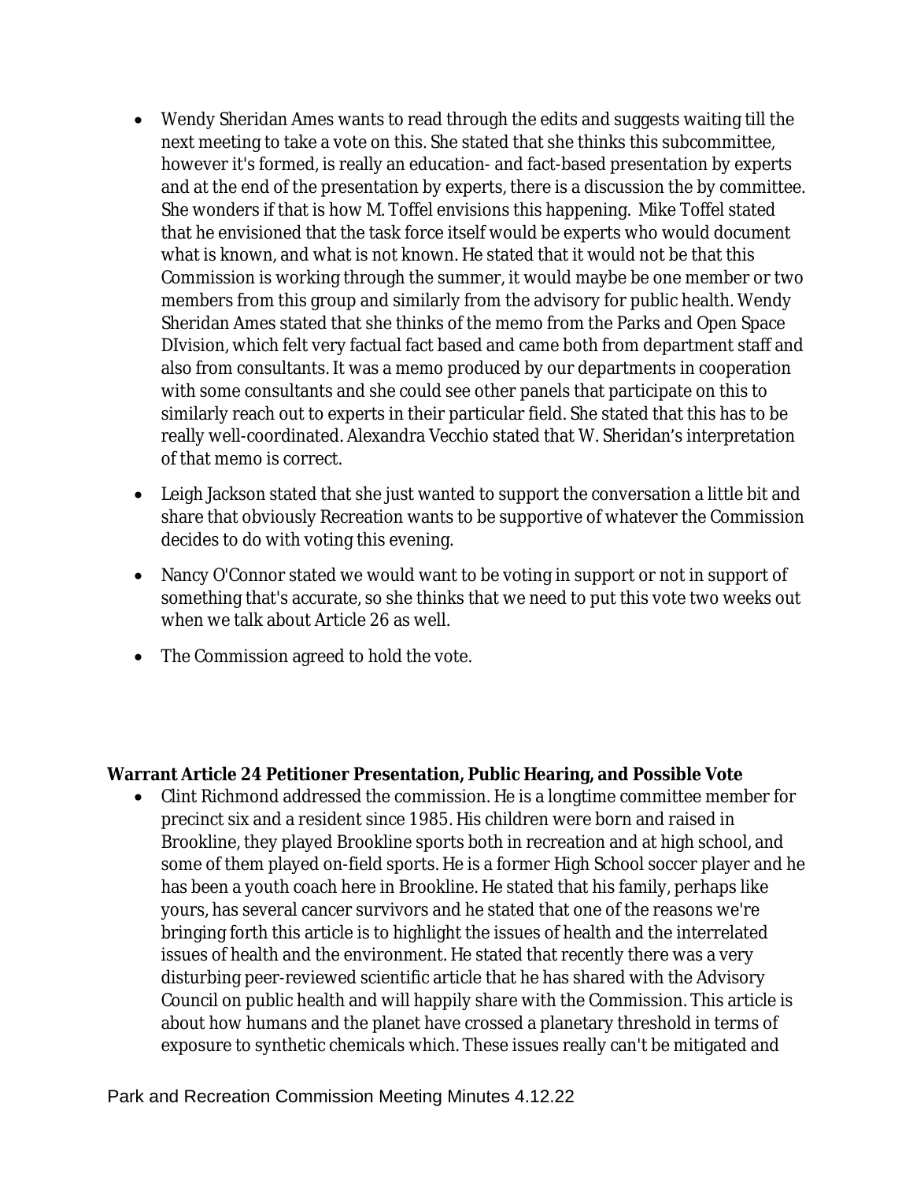- Wendy Sheridan Ames wants to read through the edits and suggests waiting till the next meeting to take a vote on this. She stated that she thinks this subcommittee, however it's formed, is really an education- and fact-based presentation by experts and at the end of the presentation by experts, there is a discussion the by committee. She wonders if that is how M. Toffel envisions this happening. Mike Toffel stated that he envisioned that the task force itself would be experts who would document what is known, and what is not known. He stated that it would not be that this Commission is working through the summer, it would maybe be one member or two members from this group and similarly from the advisory for public health. Wendy Sheridan Ames stated that she thinks of the memo from the Parks and Open Space DIvision, which felt very factual fact based and came both from department staff and also from consultants. It was a memo produced by our departments in cooperation with some consultants and she could see other panels that participate on this to similarly reach out to experts in their particular field. She stated that this has to be really well-coordinated. Alexandra Vecchio stated that W. Sheridan's interpretation of that memo is correct.
- Leigh Jackson stated that she just wanted to support the conversation a little bit and share that obviously Recreation wants to be supportive of whatever the Commission decides to do with voting this evening.
- Nancy O'Connor stated we would want to be voting in support or not in support of something that's accurate, so she thinks that we need to put this vote two weeks out when we talk about Article 26 as well.
- The Commission agreed to hold the vote.

**Warrant Article 24 Petitioner Presentation, Public Hearing, and Possible Vote**

- Clint Richmond addressed the commission. He is a longtime committee member for precinct six and a resident since 1985. His children were born and raised in Brookline, they played Brookline sports both in recreation and at high school, and some of them played on-field sports. He is a former High School soccer player and he has been a youth coach here in Brookline. He stated that his family, perhaps like yours, has several cancer survivors and he stated that one of the reasons we're bringing forth this article is to highlight the issues of health and the interrelated issues of health and the environment. He stated that recently there was a very disturbing peer-reviewed scientific article that he has shared with the Advisory Council on public health and will happily share with the Commission. This article is about how humans and the planet have crossed a planetary threshold in terms of exposure to synthetic chemicals which. These issues really can't be mitigated and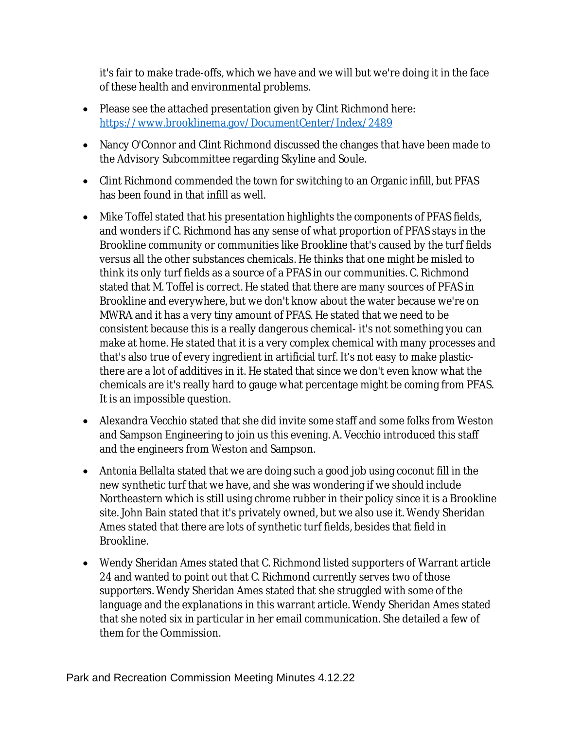it's fair to make trade-offs, which we have and we will but we're doing it in the face of these health and environmental problems.

- Please see the attached presentation given by Clint Richmond here: https://www.brooklinema.gov/DocumentCenter/Index/2489
- Nancy O'Connor and Clint Richmond discussed the changes that have been made to the Advisory Subcommittee regarding Skyline and Soule.
- Clint Richmond commended the town for switching to an Organic infill, but PFAS has been found in that infill as well.
- Mike Toffel stated that his presentation highlights the components of PFAS fields, and wonders if C. Richmond has any sense of what proportion of PFAS stays in the Brookline community or communities like Brookline that's caused by the turf fields versus all the other substances chemicals. He thinks that one might be misled to think its only turf fields as a source of a PFAS in our communities. C. Richmond stated that M. Toffel is correct. He stated that there are many sources of PFAS in Brookline and everywhere, but we don't know about the water because we're on MWRA and it has a very tiny amount of PFAS. He stated that we need to be consistent because this is a really dangerous chemical- it's not something you can make at home. He stated that it is a very complex chemical with many processes and that's also true of every ingredient in artificial turf. It's not easy to make plastic- there are a lot of additives in it. He stated that since we don't even know what the chemicals are it's really hard to gauge what percentage might be coming from PFAS. It is an impossible question.
- Alexandra Vecchio stated that she did invite some staff and some folks from Weston and Sampson Engineering to join us this evening. A. Vecchio introduced this staff and the engineers from Weston and Sampson.
- Antonia Bellalta stated that we are doing such a good job using coconut fill in the new synthetic turf that we have, and she was wondering if we should include Northeastern which is still using chrome rubber in their policy since it is a Brookline site. John Bain stated that it's privately owned, but we also use it. Wendy Sheridan Ames stated that there are lots of synthetic turf fields, besides that field in Brookline.
- Wendy Sheridan Ames stated that C. Richmond listed supporters of Warrant article 24 and wanted to point out that C. Richmond currently serves two of those supporters. Wendy Sheridan Ames stated that she struggled with some of the language and the explanations in this warrant article. Wendy Sheridan Ames stated that she noted six in particular in her email communication. She detailed a few of them for the Commission.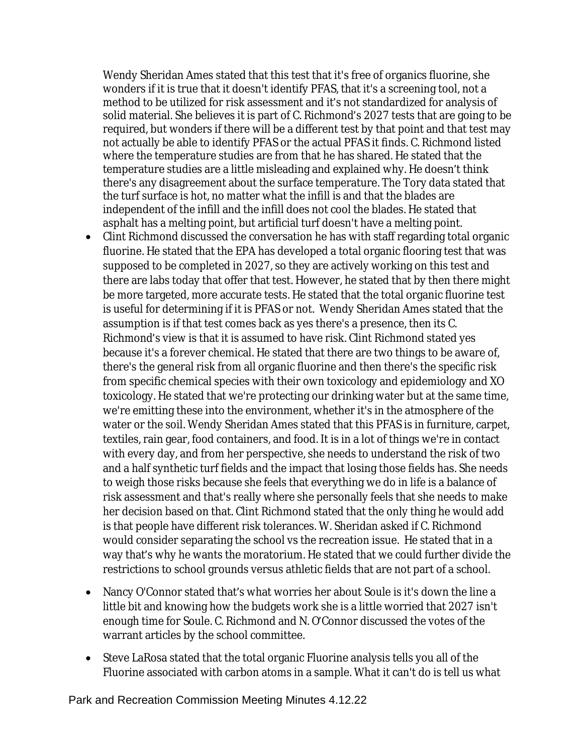Wendy Sheridan Ames stated that this test that it's free of organics fluorine, she wonders if it is true that it doesn't identify PFAS, that it's a screening tool, not a method to be utilized for risk assessment and it's not standardized for analysis of solid material. She believes it is part of C. Richmond's 2027 tests that are going to be required, but wonders if there will be a different test by that point and that test may not actually be able to identify PFAS or the actual PFAS it finds. C. Richmond listed where the temperature studies are from that he has shared. He stated that the temperature studies are a little misleading and explained why. He doesn't think there's any disagreement about the surface temperature. The Tory data stated that the turf surface is hot, no matter what the infill is and that the blades are independent of the infill and the infill does not cool the blades. He stated that asphalt has a melting point, but artificial turf doesn't have a melting point.

- Clint Richmond discussed the conversation he has with staff regarding total organic fluorine. He stated that the EPA has developed a total organic flooring test that was supposed to be completed in 2027, so they are actively working on this test and there are labs today that offer that test. However, he stated that by then there might be more targeted, more accurate tests. He stated that the total organic fluorine test is useful for determining if it is PFAS or not. Wendy Sheridan Ames stated that the assumption is if that test comes back as yes there's a presence, then its C. Richmond's view is that it is assumed to have risk. Clint Richmond stated yes because it's a forever chemical. He stated that there are two things to be aware of, there's the general risk from all organic fluorine and then there's the specific risk from specific chemical species with their own toxicology and epidemiology and XO toxicology. He stated that we're protecting our drinking water but at the same time, we're emitting these into the environment, whether it's in the atmosphere of the water or the soil. Wendy Sheridan Ames stated that this PFAS is in furniture, carpet, textiles, rain gear, food containers, and food. It is in a lot of things we're in contact with every day, and from her perspective, she needs to understand the risk of two and a half synthetic turf fields and the impact that losing those fields has. She needs to weigh those risks because she feels that everything we do in life is a balance of risk assessment and that's really where she personally feels that she needs to make her decision based on that. Clint Richmond stated that the only thing he would add is that people have different risk tolerances. W. Sheridan asked if C. Richmond would consider separating the school vs the recreation issue. He stated that in a way that's why he wants the moratorium. He stated that we could further divide the restrictions to school grounds versus athletic fields that are not part of a school.

- Nancy O'Connor stated that's what worries her about Soule is it's down the line a little bit and knowing how the budgets work she is a little worried that 2027 isn't enough time for Soule. C. Richmond and N. O'Connor discussed the votes of the warrant articles by the school committee.

- Steve LaRosa stated that the total organic Fluorine analysis tells you all of the Fluorine associated with carbon atoms in a sample. What it can't do is tell us what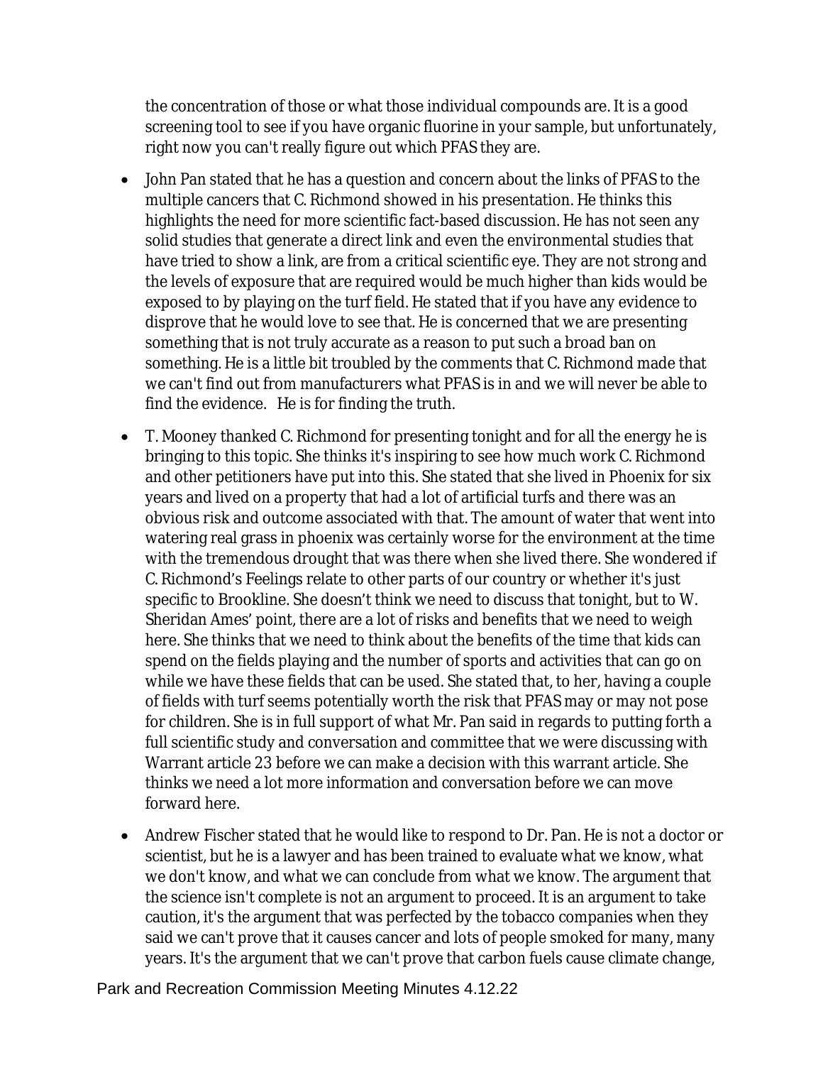the concentration of those or what those individual compounds are. It is a good screening tool to see if you have organic fluorine in your sample, but unfortunately, right now you can't really figure out which PFAS they are.

- John Pan stated that he has a question and concern about the links of PFAS to the multiple cancers that C. Richmond showed in his presentation. He thinks this highlights the need for more scientific fact-based discussion. He has not seen any solid studies that generate a direct link and even the environmental studies that have tried to show a link, are from a critical scientific eye. They are not strong and the levels of exposure that are required would be much higher than kids would be exposed to by playing on the turf field. He stated that if you have any evidence to disprove that he would love to see that. He is concerned that we are presenting something that is not truly accurate as a reason to put such a broad ban on something. He is a little bit troubled by the comments that C. Richmond made that we can't find out from manufacturers what PFAS is in and we will never be able to find the evidence. He is for finding the truth.
- T. Mooney thanked C. Richmond for presenting tonight and for all the energy he is bringing to this topic. She thinks it's inspiring to see how much work C. Richmond and other petitioners have put into this. She stated that she lived in Phoenix for six years and lived on a property that had a lot of artificial turfs and there was an obvious risk and outcome associated with that. The amount of water that went into watering real grass in phoenix was certainly worse for the environment at the time with the tremendous drought that was there when she lived there. She wondered if C. Richmond's Feelings relate to other parts of our country or whether it's just specific to Brookline. She doesn't think we need to discuss that tonight, but to W. Sheridan Ames' point, there are a lot of risks and benefits that we need to weigh here. She thinks that we need to think about the benefits of the time that kids can spend on the fields playing and the number of sports and activities that can go on while we have these fields that can be used. She stated that, to her, having a couple of fields with turf seems potentially worth the risk that PFAS may or may not pose for children. She is in full support of what Mr. Pan said in regards to putting forth a full scientific study and conversation and committee that we were discussing with Warrant article 23 before we can make a decision with this warrant article. She thinks we need a lot more information and conversation before we can move forward here.
- Andrew Fischer stated that he would like to respond to Dr. Pan. He is not a doctor or scientist, but he is a lawyer and has been trained to evaluate what we know, what we don't know, and what we can conclude from what we know. The argument that the science isn't complete is not an argument to proceed. It is an argument to take caution, it's the argument that was perfected by the tobacco companies when they said we can't prove that it causes cancer and lots of people smoked for many, many years. It's the argument that we can't prove that carbon fuels cause climate change,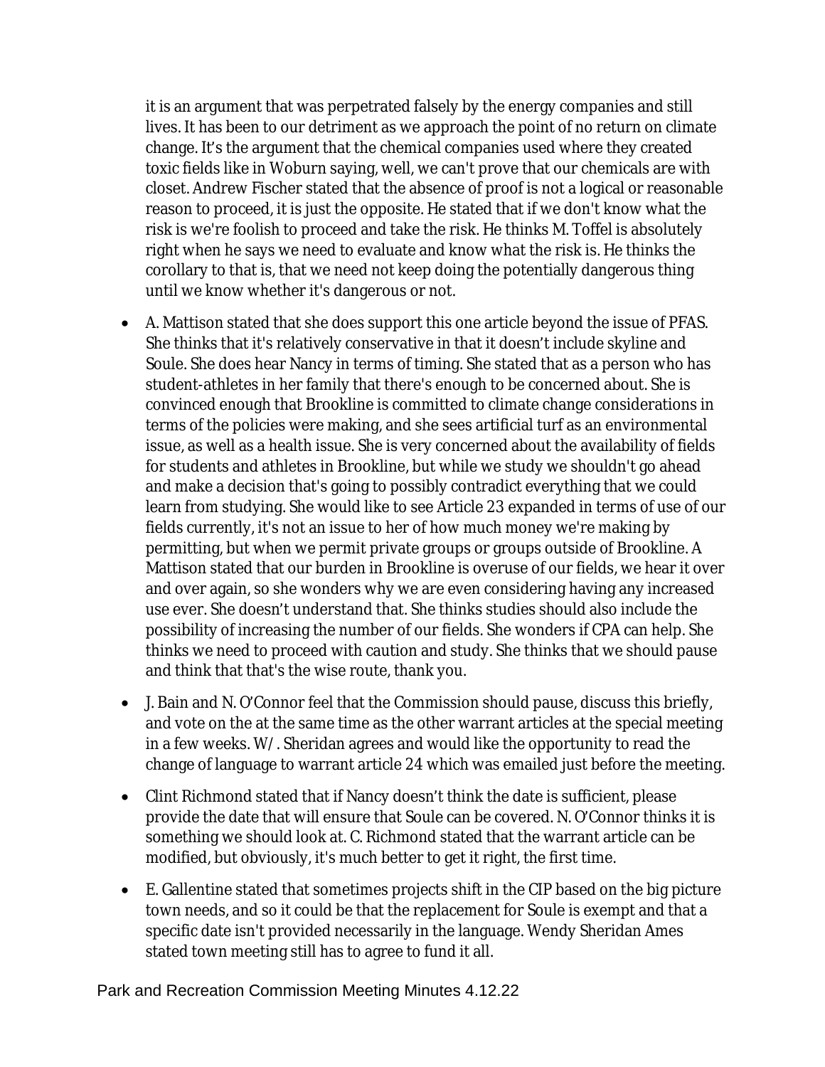it is an argument that was perpetrated falsely by the energy companies and still lives. It has been to our detriment as we approach the point of no return on climate change. It's the argument that the chemical companies used where they created toxic fields like in Woburn saying, well, we can't prove that our chemicals are with closet. Andrew Fischer stated that the absence of proof is not a logical or reasonable reason to proceed, it is just the opposite. He stated that if we don't know what the risk is we're foolish to proceed and take the risk. He thinks M. Toffel is absolutely right when he says we need to evaluate and know what the risk is. He thinks the corollary to that is, that we need not keep doing the potentially dangerous thing until we know whether it's dangerous or not.

- A. Mattison stated that she does support this one article beyond the issue of PFAS. She thinks that it's relatively conservative in that it doesn't include skyline and Soule. She does hear Nancy in terms of timing. She stated that as a person who has student-athletes in her family that there's enough to be concerned about. She is convinced enough that Brookline is committed to climate change considerations in terms of the policies were making, and she sees artificial turf as an environmental issue, as well as a health issue. She is very concerned about the availability of fields for students and athletes in Brookline, but while we study we shouldn't go ahead and make a decision that's going to possibly contradict everything that we could learn from studying. She would like to see Article 23 expanded in terms of use of our fields currently, it's not an issue to her of how much money we're making by permitting, but when we permit private groups or groups outside of Brookline. A Mattison stated that our burden in Brookline is overuse of our fields, we hear it over and over again, so she wonders why we are even considering having any increased use ever. She doesn't understand that. She thinks studies should also include the possibility of increasing the number of our fields. She wonders if CPA can help. She thinks we need to proceed with caution and study. She thinks that we should pause and think that that's the wise route, thank you.
- J. Bain and N. O'Connor feel that the Commission should pause, discuss this briefly, and vote on the at the same time as the other warrant articles at the special meeting in a few weeks. W/ . Sheridan agrees and would like the opportunity to read the change of language to warrant article 24 which was emailed just before the meeting.
- Clint Richmond stated that if Nancy doesn't think the date is sufficient, please provide the date that will ensure that Soule can be covered. N. O'Connor thinks it is something we should look at. C. Richmond stated that the warrant article can be modified, but obviously, it's much better to get it right, the first time.
- E. Gallentine stated that sometimes projects shift in the CIP based on the big picture town needs, and so it could be that the replacement for Soule is exempt and that a specific date isn't provided necessarily in the language. Wendy Sheridan Ames stated town meeting still has to agree to fund it all.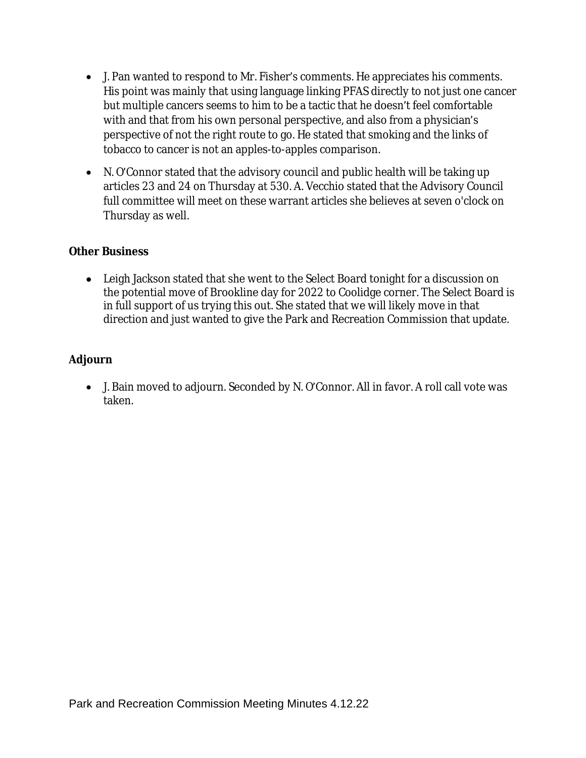- J. Pan wanted to respond to Mr. Fisher's comments. He appreciates his comments. His point was mainly that using language linking PFAS directly to not just one cancer but multiple cancers seems to him to be a tactic that he doesn't feel comfortable with and that from his own personal perspective, and also from a physician's perspective of not the right route to go. He stated that smoking and the links of tobacco to cancer is not an apples-to-apples comparison.
- N. O'Connor stated that the advisory council and public health will be taking up articles 23 and 24 on Thursday at 530. A. Vecchio stated that the Advisory Council full committee will meet on these warrant articles she believes at seven o'clock on Thursday as well.

**Other Business**

- Leigh Jackson stated that she went to the Select Board tonight for a discussion on the potential move of Brookline day for 2022 to Coolidge corner. The Select Board is in full support of us trying this out. She stated that we will likely move in that direction and just wanted to give the Park and Recreation Commission that update.

**Adjourn**

- J. Bain moved to adjourn. Seconded by N. O'Connor. All in favor. A roll call vote was taken.